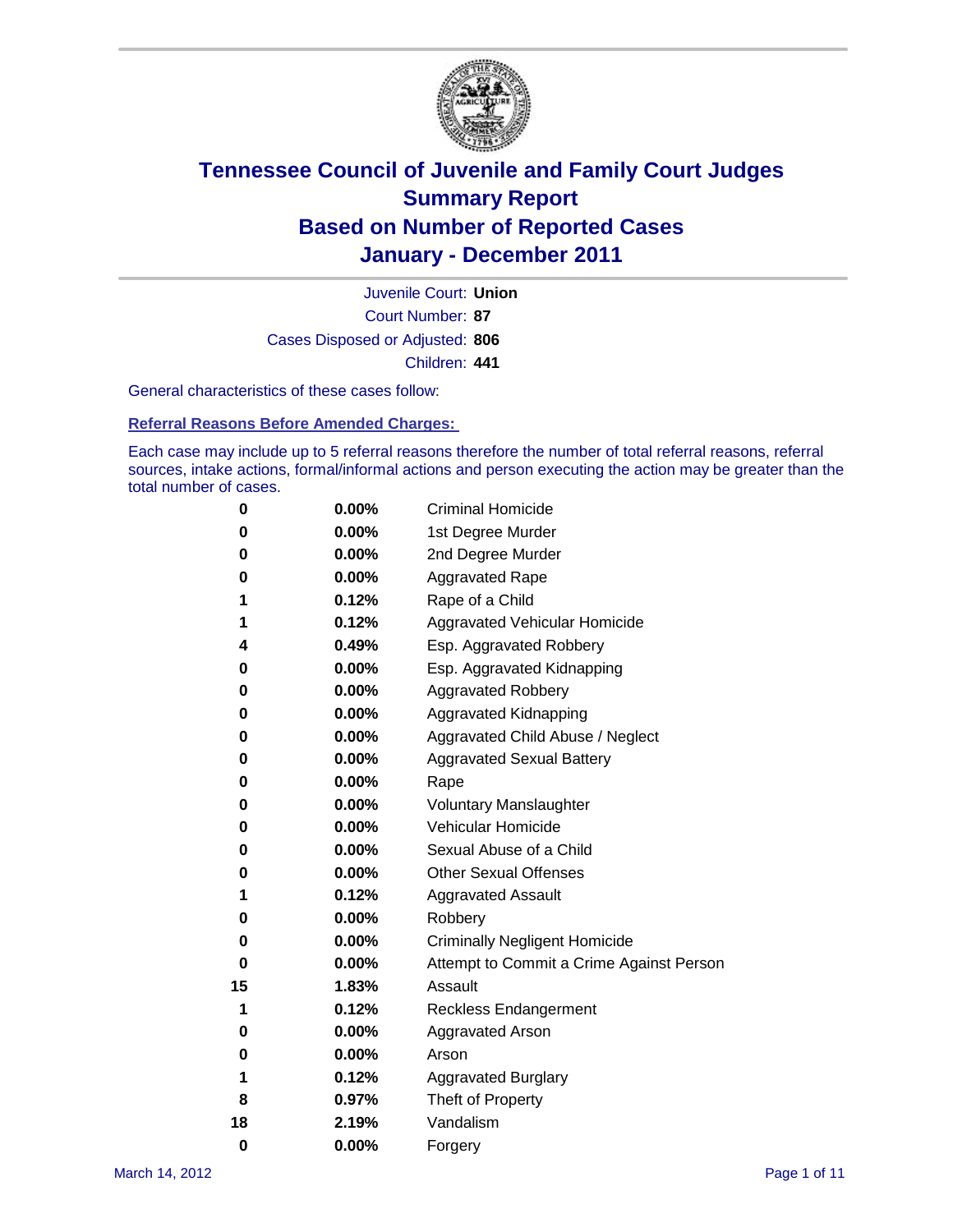# Tennessee Council of Juvenile and Family Court Judges
## Summary Report
## Based on Number of Reported Cases
## January - December 2011

Juvenile Court: **Union**
Court Number: **87**
Cases Disposed or Adjusted: **806**
Children: **441**

General characteristics of these cases follow:

### Referral Reasons Before Amended Charges:

Each case may include up to 5 referral reasons therefore the number of total referral reasons, referral sources, intake actions, formal/informal actions and person executing the action may be greater than the total number of cases.

| | | |
|---|---|---|
| 0 | 0.00% | Criminal Homicide |
| 0 | 0.00% | 1st Degree Murder |
| 0 | 0.00% | 2nd Degree Murder |
| 0 | 0.00% | Aggravated Rape |
| 1 | 0.12% | Rape of a Child |
| 1 | 0.12% | Aggravated Vehicular Homicide |
| 4 | 0.49% | Esp. Aggravated Robbery |
| 0 | 0.00% | Esp. Aggravated Kidnapping |
| 0 | 0.00% | Aggravated Robbery |
| 0 | 0.00% | Aggravated Kidnapping |
| 0 | 0.00% | Aggravated Child Abuse / Neglect |
| 0 | 0.00% | Aggravated Sexual Battery |
| 0 | 0.00% | Rape |
| 0 | 0.00% | Voluntary Manslaughter |
| 0 | 0.00% | Vehicular Homicide |
| 0 | 0.00% | Sexual Abuse of a Child |
| 0 | 0.00% | Other Sexual Offenses |
| 1 | 0.12% | Aggravated Assault |
| 0 | 0.00% | Robbery |
| 0 | 0.00% | Criminally Negligent Homicide |
| 0 | 0.00% | Attempt to Commit a Crime Against Person |
| 15 | 1.83% | Assault |
| 1 | 0.12% | Reckless Endangerment |
| 0 | 0.00% | Aggravated Arson |
| 0 | 0.00% | Arson |
| 1 | 0.12% | Aggravated Burglary |
| 8 | 0.97% | Theft of Property |
| 18 | 2.19% | Vandalism |
| 0 | 0.00% | Forgery |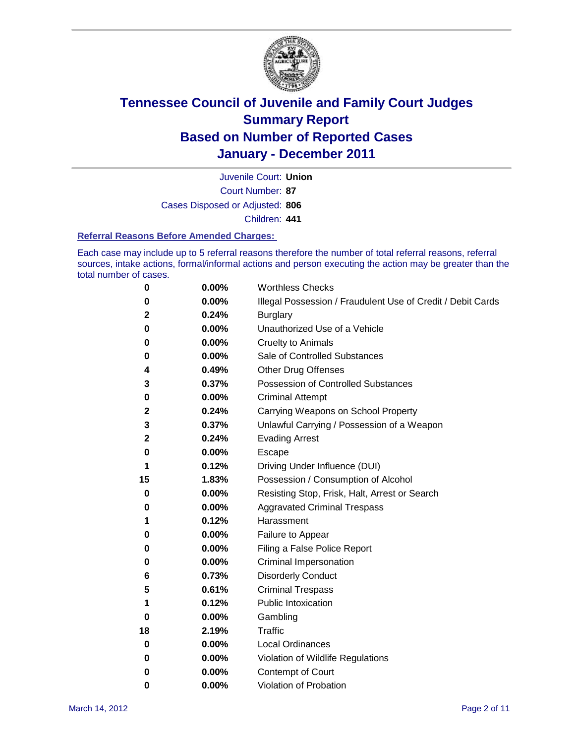# Tennessee Council of Juvenile and Family Court Judges
## Summary Report
## Based on Number of Reported Cases
## January - December 2011

Juvenile Court: **Union**

Court Number: **87**

Cases Disposed or Adjusted: **806**

Children: **441**

### Referral Reasons Before Amended Charges:

Each case may include up to 5 referral reasons therefore the number of total referral reasons, referral sources, intake actions, formal/informal actions and person executing the action may be greater than the total number of cases.

| Count | Percent | Referral Reason |
|---|---|---|
| 0 | 0.00% | Worthless Checks |
| 0 | 0.00% | Illegal Possession / Fraudulent Use of Credit / Debit Cards |
| 2 | 0.24% | Burglary |
| 0 | 0.00% | Unauthorized Use of a Vehicle |
| 0 | 0.00% | Cruelty to Animals |
| 0 | 0.00% | Sale of Controlled Substances |
| 4 | 0.49% | Other Drug Offenses |
| 3 | 0.37% | Possession of Controlled Substances |
| 0 | 0.00% | Criminal Attempt |
| 2 | 0.24% | Carrying Weapons on School Property |
| 3 | 0.37% | Unlawful Carrying / Possession of a Weapon |
| 2 | 0.24% | Evading Arrest |
| 0 | 0.00% | Escape |
| 1 | 0.12% | Driving Under Influence (DUI) |
| 15 | 1.83% | Possession / Consumption of Alcohol |
| 0 | 0.00% | Resisting Stop, Frisk, Halt, Arrest or Search |
| 0 | 0.00% | Aggravated Criminal Trespass |
| 1 | 0.12% | Harassment |
| 0 | 0.00% | Failure to Appear |
| 0 | 0.00% | Filing a False Police Report |
| 0 | 0.00% | Criminal Impersonation |
| 6 | 0.73% | Disorderly Conduct |
| 5 | 0.61% | Criminal Trespass |
| 1 | 0.12% | Public Intoxication |
| 0 | 0.00% | Gambling |
| 18 | 2.19% | Traffic |
| 0 | 0.00% | Local Ordinances |
| 0 | 0.00% | Violation of Wildlife Regulations |
| 0 | 0.00% | Contempt of Court |
| 0 | 0.00% | Violation of Probation |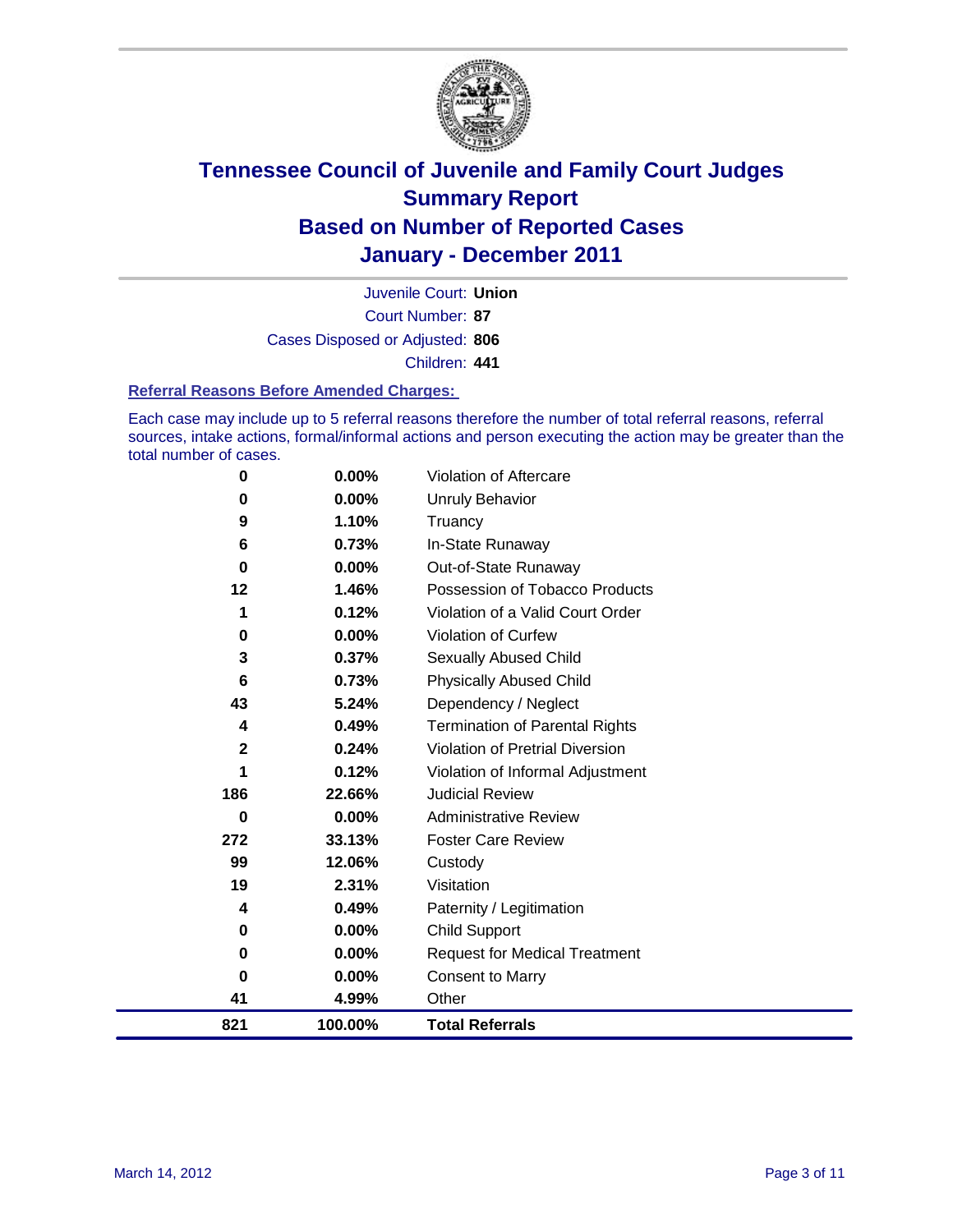# Tennessee Council of Juvenile and Family Court Judges
## Summary Report
## Based on Number of Reported Cases
## January - December 2011

Juvenile Court: **Union**

Court Number: **87**

Cases Disposed or Adjusted: **806**

Children: **441**

### Referral Reasons Before Amended Charges:

Each case may include up to 5 referral reasons therefore the number of total referral reasons, referral sources, intake actions, formal/informal actions and person executing the action may be greater than the total number of cases.

| Count | Percent | Referral Reason |
|---|---|---|
| 0 | 0.00% | Violation of Aftercare |
| 0 | 0.00% | Unruly Behavior |
| 9 | 1.10% | Truancy |
| 6 | 0.73% | In-State Runaway |
| 0 | 0.00% | Out-of-State Runaway |
| 12 | 1.46% | Possession of Tobacco Products |
| 1 | 0.12% | Violation of a Valid Court Order |
| 0 | 0.00% | Violation of Curfew |
| 3 | 0.37% | Sexually Abused Child |
| 6 | 0.73% | Physically Abused Child |
| 43 | 5.24% | Dependency / Neglect |
| 4 | 0.49% | Termination of Parental Rights |
| 2 | 0.24% | Violation of Pretrial Diversion |
| 1 | 0.12% | Violation of Informal Adjustment |
| 186 | 22.66% | Judicial Review |
| 0 | 0.00% | Administrative Review |
| 272 | 33.13% | Foster Care Review |
| 99 | 12.06% | Custody |
| 19 | 2.31% | Visitation |
| 4 | 0.49% | Paternity / Legitimation |
| 0 | 0.00% | Child Support |
| 0 | 0.00% | Request for Medical Treatment |
| 0 | 0.00% | Consent to Marry |
| 41 | 4.99% | Other |
| **821** | **100.00%** | **Total Referrals** |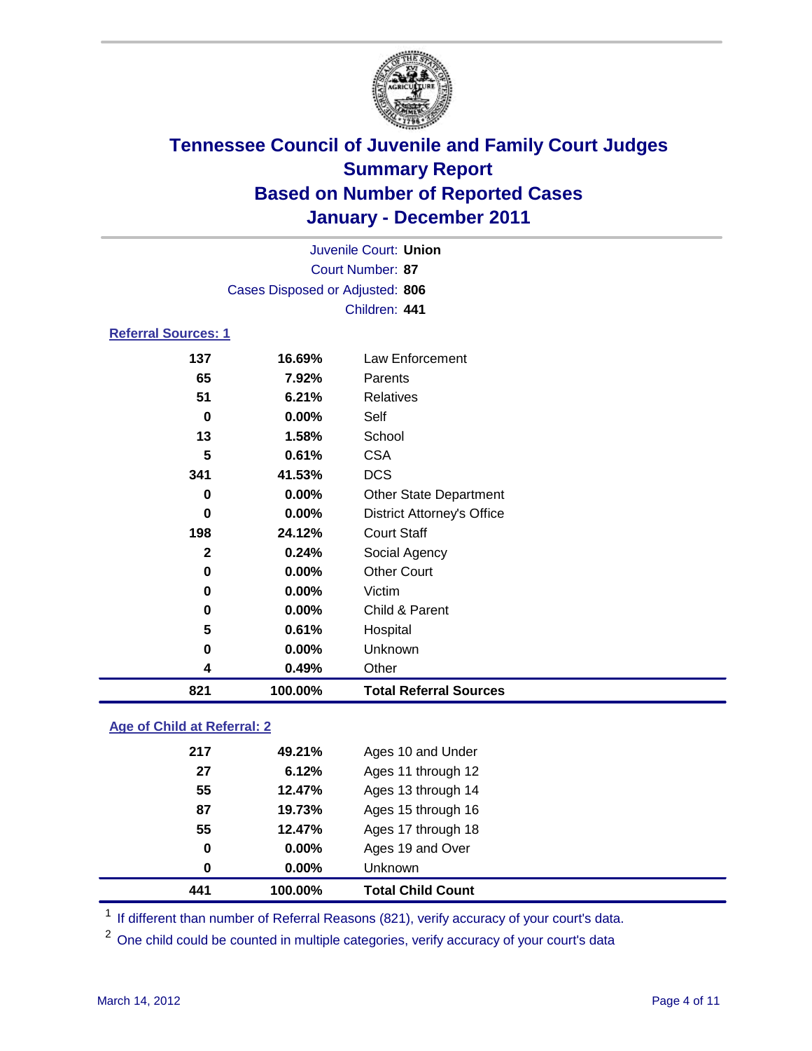# Tennessee Council of Juvenile and Family Court Judges
## Summary Report
## Based on Number of Reported Cases
## January - December 2011

Juvenile Court: **Union**
Court Number: **87**
Cases Disposed or Adjusted: **806**
Children: **441**

### Referral Sources: 1

| | | |
|---|---|---|
| 137 | 16.69% | Law Enforcement |
| 65 | 7.92% | Parents |
| 51 | 6.21% | Relatives |
| 0 | 0.00% | Self |
| 13 | 1.58% | School |
| 5 | 0.61% | CSA |
| 341 | 41.53% | DCS |
| 0 | 0.00% | Other State Department |
| 0 | 0.00% | District Attorney's Office |
| 198 | 24.12% | Court Staff |
| 2 | 0.24% | Social Agency |
| 0 | 0.00% | Other Court |
| 0 | 0.00% | Victim |
| 0 | 0.00% | Child & Parent |
| 5 | 0.61% | Hospital |
| 0 | 0.00% | Unknown |
| 4 | 0.49% | Other |
| **821** | **100.00%** | **Total Referral Sources** |

### Age of Child at Referral: 2

| | | |
|---|---|---|
| 217 | 49.21% | Ages 10 and Under |
| 27 | 6.12% | Ages 11 through 12 |
| 55 | 12.47% | Ages 13 through 14 |
| 87 | 19.73% | Ages 15 through 16 |
| 55 | 12.47% | Ages 17 through 18 |
| 0 | 0.00% | Ages 19 and Over |
| 0 | 0.00% | Unknown |
| **441** | **100.00%** | **Total Child Count** |

[1] If different than number of Referral Reasons (821), verify accuracy of your court's data.

[2] One child could be counted in multiple categories, verify accuracy of your court's data

March 14, 2012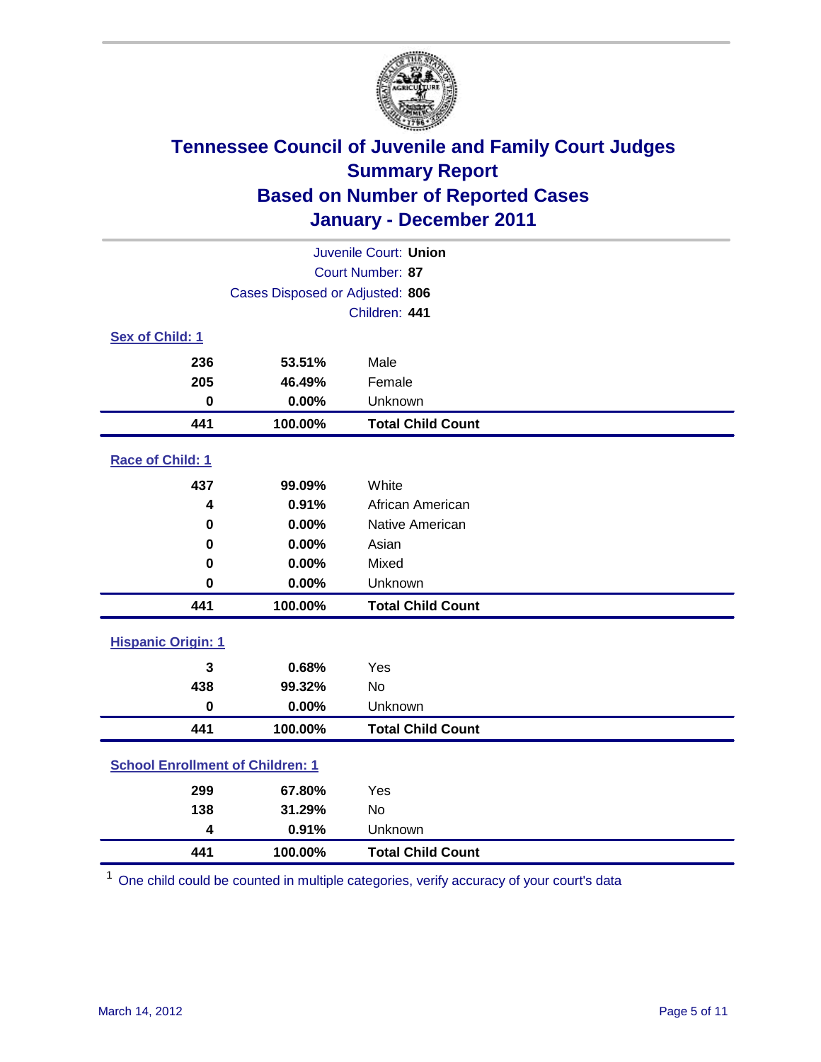# Tennessee Council of Juvenile and Family Court Judges
## Summary Report
## Based on Number of Reported Cases
## January - December 2011

Juvenile Court: **Union**
Court Number: **87**
Cases Disposed or Adjusted: **806**
Children: **441**

### Sex of Child: 1

| | | |
|---|---|---|
| **236** | **53.51%** | Male |
| **205** | **46.49%** | Female |
| **0** | **0.00%** | Unknown |
| **441** | **100.00%** | **Total Child Count** |

### Race of Child: 1

| | | |
|---|---|---|
| **437** | **99.09%** | White |
| **4** | **0.91%** | African American |
| **0** | **0.00%** | Native American |
| **0** | **0.00%** | Asian |
| **0** | **0.00%** | Mixed |
| **0** | **0.00%** | Unknown |
| **441** | **100.00%** | **Total Child Count** |

### Hispanic Origin: 1

| | | |
|---|---|---|
| **3** | **0.68%** | Yes |
| **438** | **99.32%** | No |
| **0** | **0.00%** | Unknown |
| **441** | **100.00%** | **Total Child Count** |

### School Enrollment of Children: 1

| | | |
|---|---|---|
| **299** | **67.80%** | Yes |
| **138** | **31.29%** | No |
| **4** | **0.91%** | Unknown |
| **441** | **100.00%** | **Total Child Count** |

[1] One child could be counted in multiple categories, verify accuracy of your court's data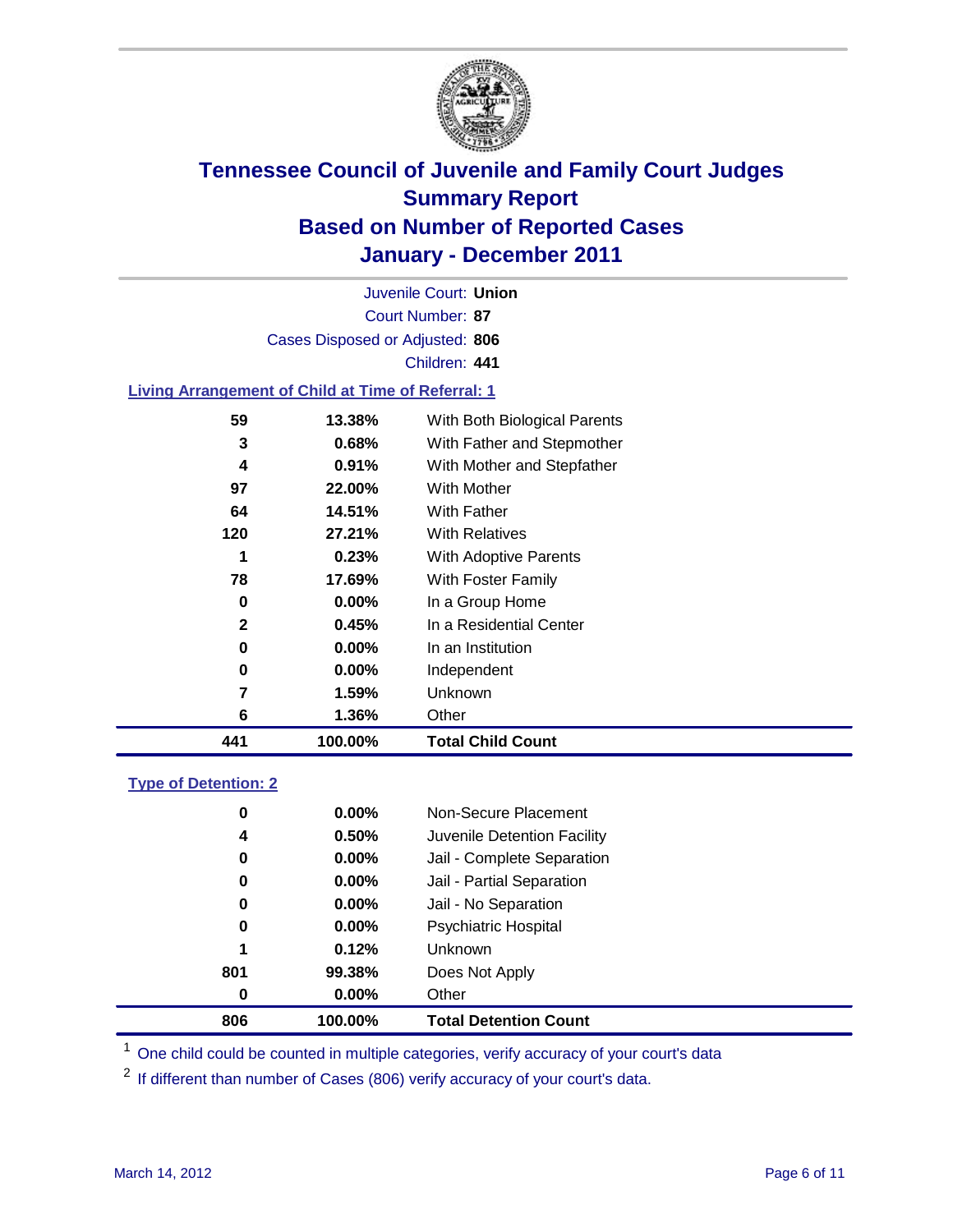# Tennessee Council of Juvenile and Family Court Judges
## Summary Report
## Based on Number of Reported Cases
## January - December 2011

Juvenile Court: **Union**

Court Number: **87**

Cases Disposed or Adjusted: **806**

Children: **441**

### Living Arrangement of Child at Time of Referral: 1

| | | |
|---|---|---|
| 59 | 13.38% | With Both Biological Parents |
| 3 | 0.68% | With Father and Stepmother |
| 4 | 0.91% | With Mother and Stepfather |
| 97 | 22.00% | With Mother |
| 64 | 14.51% | With Father |
| 120 | 27.21% | With Relatives |
| 1 | 0.23% | With Adoptive Parents |
| 78 | 17.69% | With Foster Family |
| 0 | 0.00% | In a Group Home |
| 2 | 0.45% | In a Residential Center |
| 0 | 0.00% | In an Institution |
| 0 | 0.00% | Independent |
| 7 | 1.59% | Unknown |
| 6 | 1.36% | Other |
| **441** | **100.00%** | **Total Child Count** |

### Type of Detention: 2

| | | |
|---|---|---|
| 0 | 0.00% | Non-Secure Placement |
| 4 | 0.50% | Juvenile Detention Facility |
| 0 | 0.00% | Jail - Complete Separation |
| 0 | 0.00% | Jail - Partial Separation |
| 0 | 0.00% | Jail - No Separation |
| 0 | 0.00% | Psychiatric Hospital |
| 1 | 0.12% | Unknown |
| 801 | 99.38% | Does Not Apply |
| 0 | 0.00% | Other |
| **806** | **100.00%** | **Total Detention Count** |

[1] One child could be counted in multiple categories, verify accuracy of your court's data

[2] If different than number of Cases (806) verify accuracy of your court's data.

March 14, 2012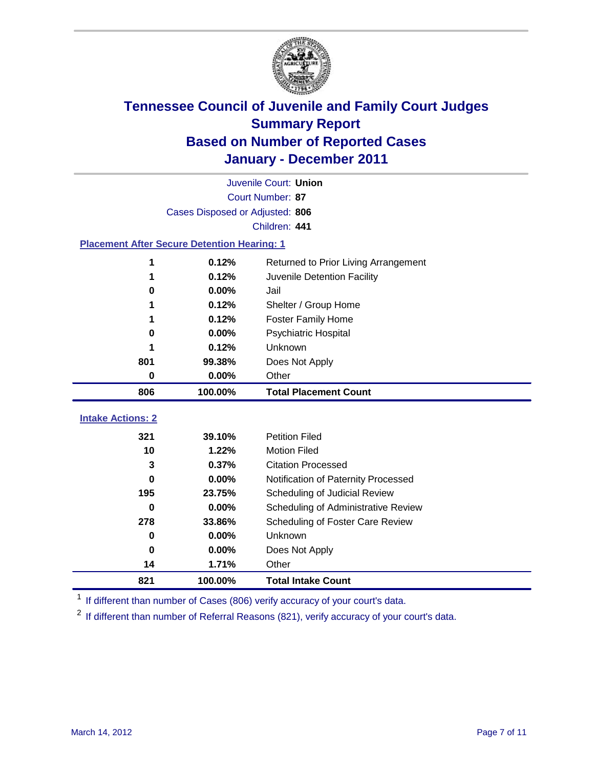# Tennessee Council of Juvenile and Family Court Judges
## Summary Report
## Based on Number of Reported Cases
## January - December 2011

Juvenile Court: **Union**
Court Number: **87**
Cases Disposed or Adjusted: **806**
Children: **441**

### Placement After Secure Detention Hearing: 1

| Count | Percent | Placement |
|---|---|---|
| 1 | 0.12% | Returned to Prior Living Arrangement |
| 1 | 0.12% | Juvenile Detention Facility |
| 0 | 0.00% | Jail |
| 1 | 0.12% | Shelter / Group Home |
| 1 | 0.12% | Foster Family Home |
| 0 | 0.00% | Psychiatric Hospital |
| 1 | 0.12% | Unknown |
| 801 | 99.38% | Does Not Apply |
| 0 | 0.00% | Other |
| **806** | **100.00%** | **Total Placement Count** |

### Intake Actions: 2

| Count | Percent | Intake Action |
|---|---|---|
| 321 | 39.10% | Petition Filed |
| 10 | 1.22% | Motion Filed |
| 3 | 0.37% | Citation Processed |
| 0 | 0.00% | Notification of Paternity Processed |
| 195 | 23.75% | Scheduling of Judicial Review |
| 0 | 0.00% | Scheduling of Administrative Review |
| 278 | 33.86% | Scheduling of Foster Care Review |
| 0 | 0.00% | Unknown |
| 0 | 0.00% | Does Not Apply |
| 14 | 1.71% | Other |
| **821** | **100.00%** | **Total Intake Count** |

[1] If different than number of Cases (806) verify accuracy of your court's data.

[2] If different than number of Referral Reasons (821), verify accuracy of your court's data.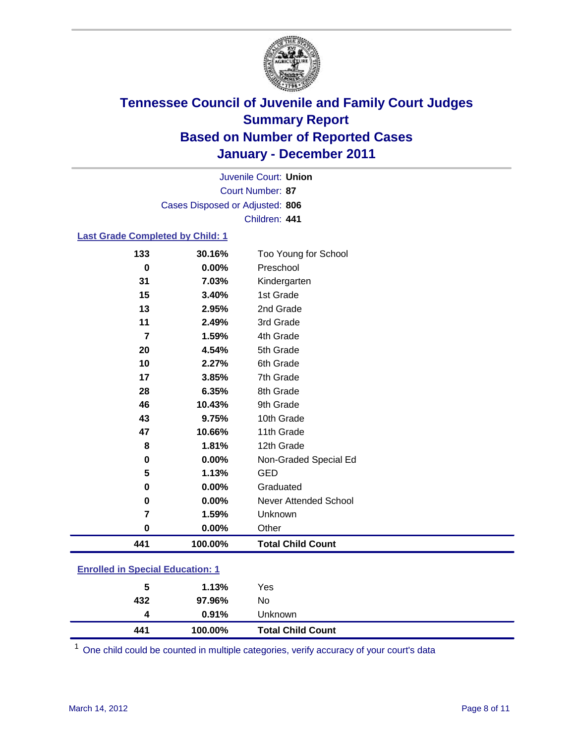# Tennessee Council of Juvenile and Family Court Judges
## Summary Report
## Based on Number of Reported Cases
## January - December 2011

Juvenile Court: **Union**
Court Number: **87**
Cases Disposed or Adjusted: **806**
Children: **441**

### Last Grade Completed by Child: 1

| | | |
|---|---|---|
| 133 | 30.16% | Too Young for School |
| 0 | 0.00% | Preschool |
| 31 | 7.03% | Kindergarten |
| 15 | 3.40% | 1st Grade |
| 13 | 2.95% | 2nd Grade |
| 11 | 2.49% | 3rd Grade |
| 7 | 1.59% | 4th Grade |
| 20 | 4.54% | 5th Grade |
| 10 | 2.27% | 6th Grade |
| 17 | 3.85% | 7th Grade |
| 28 | 6.35% | 8th Grade |
| 46 | 10.43% | 9th Grade |
| 43 | 9.75% | 10th Grade |
| 47 | 10.66% | 11th Grade |
| 8 | 1.81% | 12th Grade |
| 0 | 0.00% | Non-Graded Special Ed |
| 5 | 1.13% | GED |
| 0 | 0.00% | Graduated |
| 0 | 0.00% | Never Attended School |
| 7 | 1.59% | Unknown |
| 0 | 0.00% | Other |
| **441** | **100.00%** | **Total Child Count** |

### Enrolled in Special Education: 1

| | | |
|---|---|---|
| 5 | 1.13% | Yes |
| 432 | 97.96% | No |
| 4 | 0.91% | Unknown |
| **441** | **100.00%** | **Total Child Count** |

[1] One child could be counted in multiple categories, verify accuracy of your court's data

March 14, 2012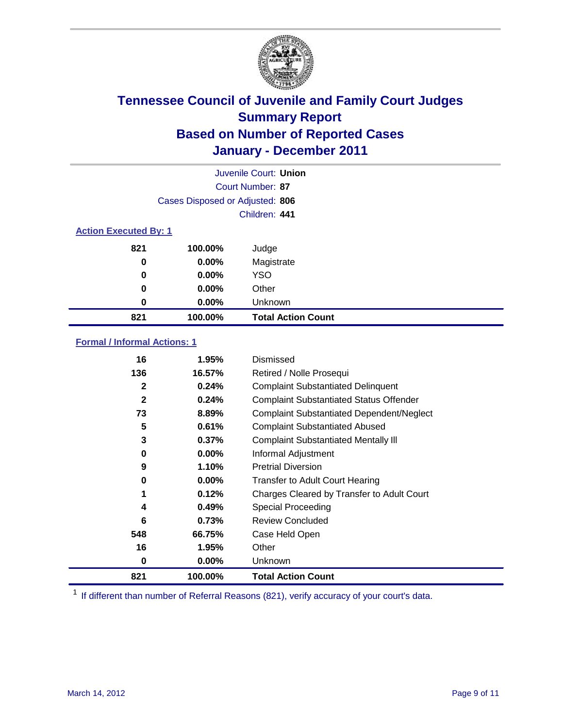# Tennessee Council of Juvenile and Family Court Judges
## Summary Report
## Based on Number of Reported Cases
## January - December 2011

Juvenile Court: **Union**
Court Number: **87**
Cases Disposed or Adjusted: **806**
Children: **441**

### Action Executed By: 1

| | | |
|---|---|---|
| 821 | 100.00% | Judge |
| 0 | 0.00% | Magistrate |
| 0 | 0.00% | YSO |
| 0 | 0.00% | Other |
| 0 | 0.00% | Unknown |
| **821** | **100.00%** | **Total Action Count** |

### Formal / Informal Actions: 1

| | | |
|---|---|---|
| 16 | 1.95% | Dismissed |
| 136 | 16.57% | Retired / Nolle Prosequi |
| 2 | 0.24% | Complaint Substantiated Delinquent |
| 2 | 0.24% | Complaint Substantiated Status Offender |
| 73 | 8.89% | Complaint Substantiated Dependent/Neglect |
| 5 | 0.61% | Complaint Substantiated Abused |
| 3 | 0.37% | Complaint Substantiated Mentally Ill |
| 0 | 0.00% | Informal Adjustment |
| 9 | 1.10% | Pretrial Diversion |
| 0 | 0.00% | Transfer to Adult Court Hearing |
| 1 | 0.12% | Charges Cleared by Transfer to Adult Court |
| 4 | 0.49% | Special Proceeding |
| 6 | 0.73% | Review Concluded |
| 548 | 66.75% | Case Held Open |
| 16 | 1.95% | Other |
| 0 | 0.00% | Unknown |
| **821** | **100.00%** | **Total Action Count** |

[1] If different than number of Referral Reasons (821), verify accuracy of your court's data.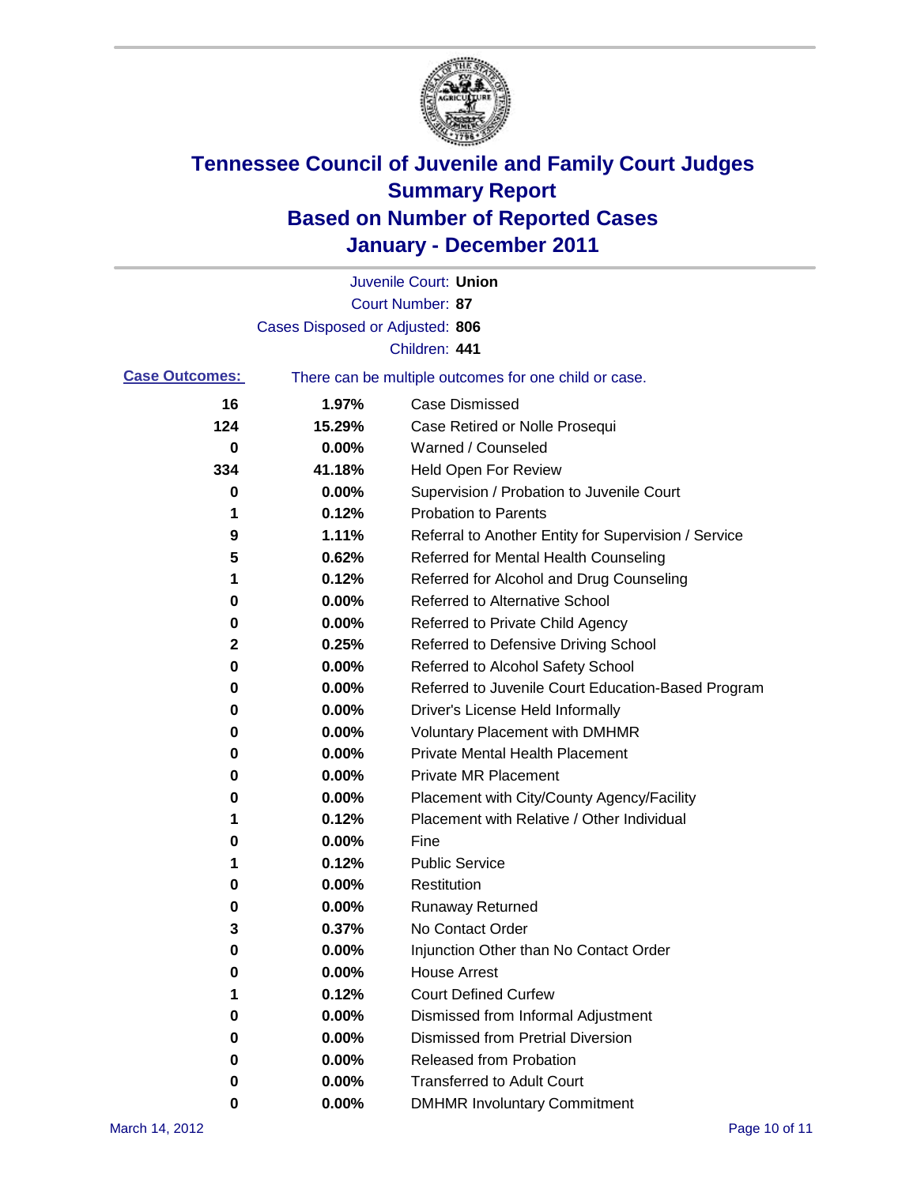# Tennessee Council of Juvenile and Family Court Judges
## Summary Report
## Based on Number of Reported Cases
## January - December 2011

Juvenile Court: **Union**

Court Number: **87**

Cases Disposed or Adjusted: **806**

Children: **441**

**Case Outcomes:** There can be multiple outcomes for one child or case.

| Count | Percent | Outcome |
|---|---|---|
| 16 | 1.97% | Case Dismissed |
| 124 | 15.29% | Case Retired or Nolle Prosequi |
| 0 | 0.00% | Warned / Counseled |
| 334 | 41.18% | Held Open For Review |
| 0 | 0.00% | Supervision / Probation to Juvenile Court |
| 1 | 0.12% | Probation to Parents |
| 9 | 1.11% | Referral to Another Entity for Supervision / Service |
| 5 | 0.62% | Referred for Mental Health Counseling |
| 1 | 0.12% | Referred for Alcohol and Drug Counseling |
| 0 | 0.00% | Referred to Alternative School |
| 0 | 0.00% | Referred to Private Child Agency |
| 2 | 0.25% | Referred to Defensive Driving School |
| 0 | 0.00% | Referred to Alcohol Safety School |
| 0 | 0.00% | Referred to Juvenile Court Education-Based Program |
| 0 | 0.00% | Driver's License Held Informally |
| 0 | 0.00% | Voluntary Placement with DMHMR |
| 0 | 0.00% | Private Mental Health Placement |
| 0 | 0.00% | Private MR Placement |
| 0 | 0.00% | Placement with City/County Agency/Facility |
| 1 | 0.12% | Placement with Relative / Other Individual |
| 0 | 0.00% | Fine |
| 1 | 0.12% | Public Service |
| 0 | 0.00% | Restitution |
| 0 | 0.00% | Runaway Returned |
| 3 | 0.37% | No Contact Order |
| 0 | 0.00% | Injunction Other than No Contact Order |
| 0 | 0.00% | House Arrest |
| 1 | 0.12% | Court Defined Curfew |
| 0 | 0.00% | Dismissed from Informal Adjustment |
| 0 | 0.00% | Dismissed from Pretrial Diversion |
| 0 | 0.00% | Released from Probation |
| 0 | 0.00% | Transferred to Adult Court |
| 0 | 0.00% | DMHMR Involuntary Commitment |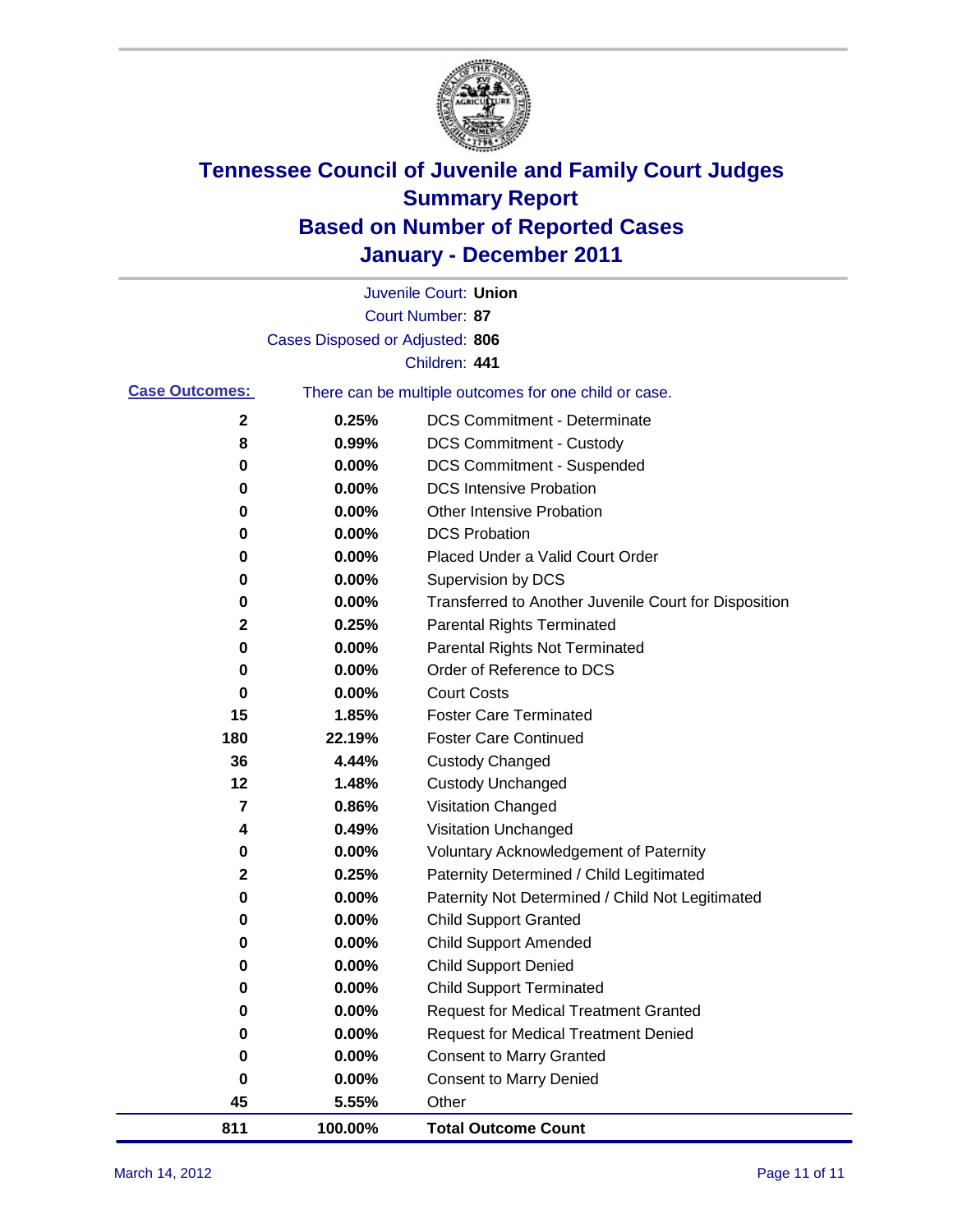# Tennessee Council of Juvenile and Family Court Judges
## Summary Report
## Based on Number of Reported Cases
## January - December 2011

Juvenile Court: **Union**
Court Number: **87**
Cases Disposed or Adjusted: **806**
Children: **441**

**Case Outcomes:** There can be multiple outcomes for one child or case.

| | | |
|---|---|---|
| 2 | 0.25% | DCS Commitment - Determinate |
| 8 | 0.99% | DCS Commitment - Custody |
| 0 | 0.00% | DCS Commitment - Suspended |
| 0 | 0.00% | DCS Intensive Probation |
| 0 | 0.00% | Other Intensive Probation |
| 0 | 0.00% | DCS Probation |
| 0 | 0.00% | Placed Under a Valid Court Order |
| 0 | 0.00% | Supervision by DCS |
| 0 | 0.00% | Transferred to Another Juvenile Court for Disposition |
| 2 | 0.25% | Parental Rights Terminated |
| 0 | 0.00% | Parental Rights Not Terminated |
| 0 | 0.00% | Order of Reference to DCS |
| 0 | 0.00% | Court Costs |
| 15 | 1.85% | Foster Care Terminated |
| 180 | 22.19% | Foster Care Continued |
| 36 | 4.44% | Custody Changed |
| 12 | 1.48% | Custody Unchanged |
| 7 | 0.86% | Visitation Changed |
| 4 | 0.49% | Visitation Unchanged |
| 0 | 0.00% | Voluntary Acknowledgement of Paternity |
| 2 | 0.25% | Paternity Determined / Child Legitimated |
| 0 | 0.00% | Paternity Not Determined / Child Not Legitimated |
| 0 | 0.00% | Child Support Granted |
| 0 | 0.00% | Child Support Amended |
| 0 | 0.00% | Child Support Denied |
| 0 | 0.00% | Child Support Terminated |
| 0 | 0.00% | Request for Medical Treatment Granted |
| 0 | 0.00% | Request for Medical Treatment Denied |
| 0 | 0.00% | Consent to Marry Granted |
| 0 | 0.00% | Consent to Marry Denied |
| 45 | 5.55% | Other |
| **811** | **100.00%** | **Total Outcome Count** |

March 14, 2012